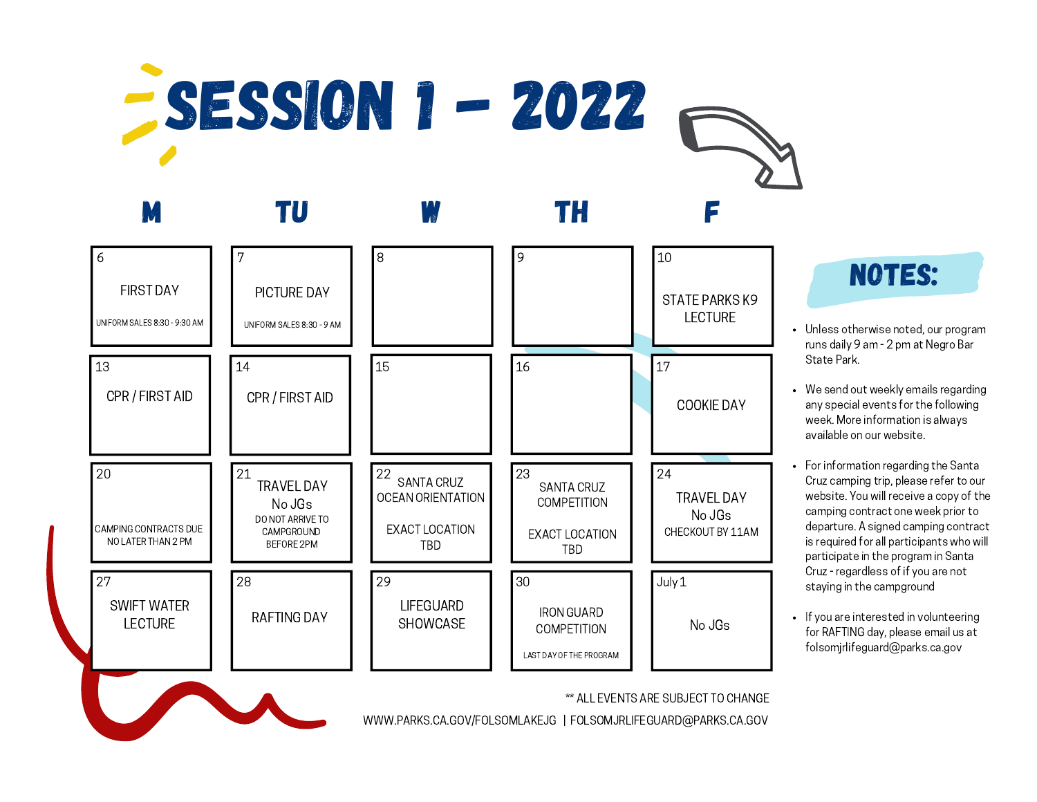# SESSION 1 - 2022

| M | TU | W | TH | F |
|---|---|---|---|---|
| 6<br>FIRST DAY<br>UNIFORM SALES 8:30 - 9:30 AM | 7<br>PICTURE DAY<br>UNIFORM SALES 8:30 - 9 AM | 8 | 9 | 10<br>STATE PARKS K9 LECTURE |
| 13<br>CPR / FIRST AID | 14<br>CPR / FIRST AID | 15 | 16 | 17<br>COOKIE DAY |
| 20<br>CAMPING CONTRACTS DUE NO LATER THAN 2 PM | 21<br>TRAVEL DAY<br>No JGs<br>DO NOT ARRIVE TO CAMPGROUND BEFORE 2PM | 22<br>SANTA CRUZ OCEAN ORIENTATION<br>EXACT LOCATION TBD | 23<br>SANTA CRUZ COMPETITION<br>EXACT LOCATION TBD | 24<br>TRAVEL DAY<br>No JGs<br>CHECKOUT BY 11AM |
| 27<br>SWIFT WATER LECTURE | 28<br>RAFTING DAY | 29<br>LIFEGUARD SHOWCASE | 30<br>IRON GUARD COMPETITION<br>LAST DAY OF THE PROGRAM | July 1<br>No JGs |

** ALL EVENTS ARE SUBJECT TO CHANGE

WWW.PARKS.CA.GOV/FOLSOMLAKEJG | FOLSOMJRLIFEGUARD@PARKS.CA.GOV

## NOTES:

- Unless otherwise noted, our program runs daily 9 am - 2 pm at Negro Bar State Park.
- We send out weekly emails regarding any special events for the following week. More information is always available on our website.
- For information regarding the Santa Cruz camping trip, please refer to our website. You will receive a copy of the camping contract one week prior to departure. A signed camping contract is required for all participants who will participate in the program in Santa Cruz - regardless of if you are not staying in the campground
- If you are interested in volunteering for RAFTING day, please email us at folsomjrlifeguard@parks.ca.gov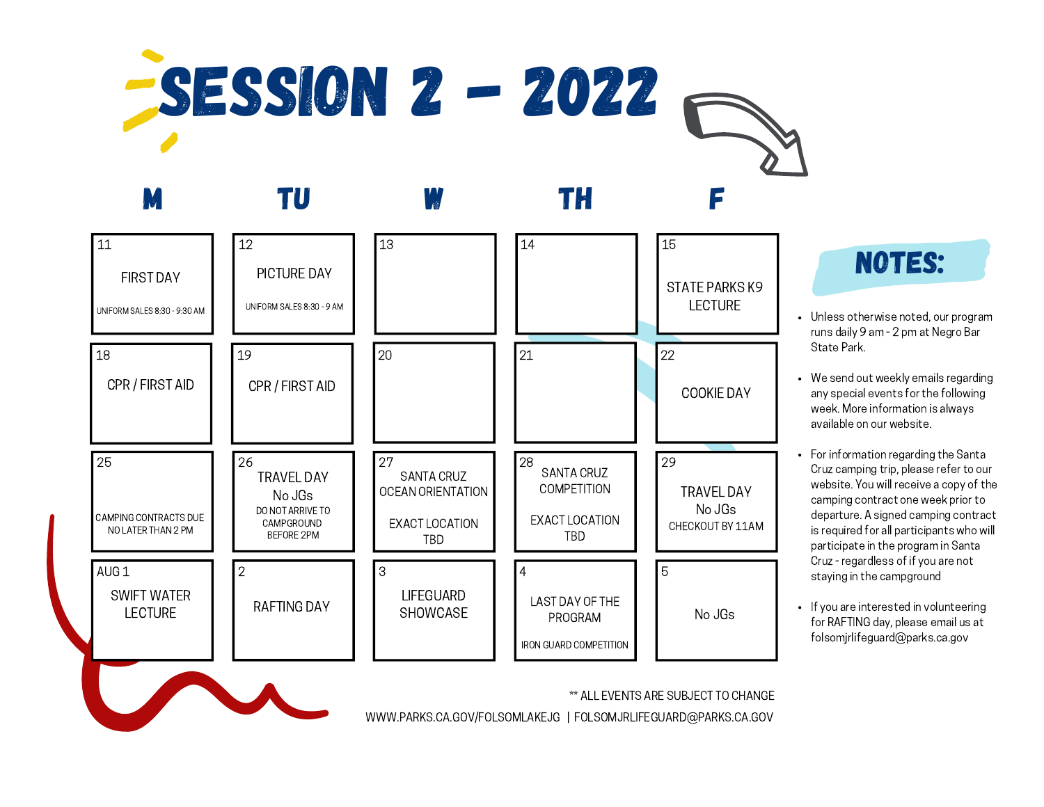# SESSION 2 - 2022

| M | TU | W | TH | F |
|---|---|---|---|---|
| 11<br>FIRST DAY<br>UNIFORM SALES 8:30 - 9:30 AM | 12<br>PICTURE DAY<br>UNIFORM SALES 8:30 - 9 AM | 13 | 14 | 15<br>STATE PARKS K9 LECTURE |
| 18<br>CPR / FIRST AID | 19<br>CPR / FIRST AID | 20 | 21 | 22<br>COOKIE DAY |
| 25<br>CAMPING CONTRACTS DUE NO LATER THAN 2 PM | 26<br>TRAVEL DAY<br>No JGs<br>DO NOT ARRIVE TO CAMPGROUND BEFORE 2PM | 27<br>SANTA CRUZ OCEAN ORIENTATION<br>EXACT LOCATION TBD | 28<br>SANTA CRUZ COMPETITION<br>EXACT LOCATION TBD | 29<br>TRAVEL DAY<br>No JGs<br>CHECKOUT BY 11AM |
| AUG 1<br>SWIFT WATER LECTURE | 2<br>RAFTING DAY | 3<br>LIFEGUARD SHOWCASE | 4<br>LAST DAY OF THE PROGRAM<br>IRON GUARD COMPETITION | 5<br>No JGs |

## NOTES:

- Unless otherwise noted, our program runs daily 9 am - 2 pm at Negro Bar State Park.
- We send out weekly emails regarding any special events for the following week. More information is always available on our website.
- For information regarding the Santa Cruz camping trip, please refer to our website. You will receive a copy of the camping contract one week prior to departure. A signed camping contract is required for all participants who will participate in the program in Santa Cruz - regardless of if you are not staying in the campground
- If you are interested in volunteering for RAFTING day, please email us at folsomjrlifeguard@parks.ca.gov

** ALL EVENTS ARE SUBJECT TO CHANGE

WWW.PARKS.CA.GOV/FOLSOMLAKEJG | FOLSOMJRLIFEGUARD@PARKS.CA.GOV